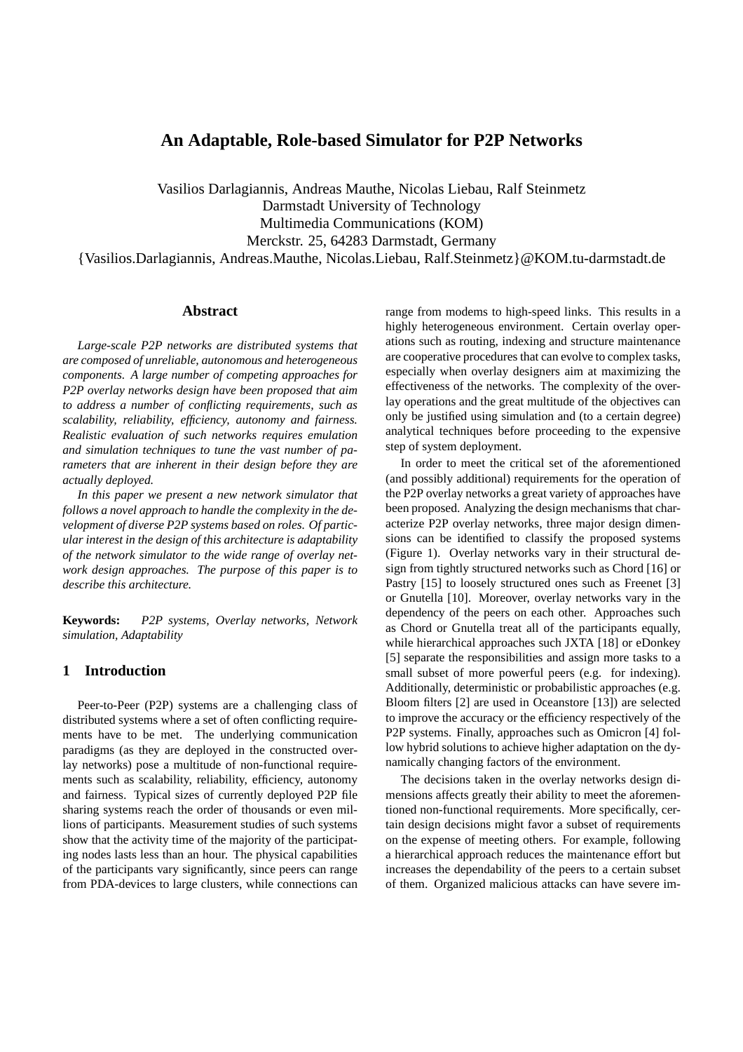# An Adaptable, Role-based Simulator for P2P Networks

Vasilios Darlagiannis, Andreas Mauthe, Nicolas Liebau, Ralf Steinmetz
Darmstadt University of Technology
Multimedia Communications (KOM)
Merckstr. 25, 64283 Darmstadt, Germany
{Vasilios.Darlagiannis, Andreas.Mauthe, Nicolas.Liebau, Ralf.Steinmetz}@KOM.tu-darmstadt.de

## Abstract

*Large-scale P2P networks are distributed systems that are composed of unreliable, autonomous and heterogeneous components. A large number of competing approaches for P2P overlay networks design have been proposed that aim to address a number of conflicting requirements, such as scalability, reliability, efficiency, autonomy and fairness. Realistic evaluation of such networks requires emulation and simulation techniques to tune the vast number of parameters that are inherent in their design before they are actually deployed.*

*In this paper we present a new network simulator that follows a novel approach to handle the complexity in the development of diverse P2P systems based on roles. Of particular interest in the design of this architecture is adaptability of the network simulator to the wide range of overlay network design approaches. The purpose of this paper is to describe this architecture.*

**Keywords:** *P2P systems, Overlay networks, Network simulation, Adaptability*

## 1 Introduction

Peer-to-Peer (P2P) systems are a challenging class of distributed systems where a set of often conflicting requirements have to be met. The underlying communication paradigms (as they are deployed in the constructed overlay networks) pose a multitude of non-functional requirements such as scalability, reliability, efficiency, autonomy and fairness. Typical sizes of currently deployed P2P file sharing systems reach the order of thousands or even millions of participants. Measurement studies of such systems show that the activity time of the majority of the participating nodes lasts less than an hour. The physical capabilities of the participants vary significantly, since peers can range from PDA-devices to large clusters, while connections can range from modems to high-speed links. This results in a highly heterogeneous environment. Certain overlay operations such as routing, indexing and structure maintenance are cooperative procedures that can evolve to complex tasks, especially when overlay designers aim at maximizing the effectiveness of the networks. The complexity of the overlay operations and the great multitude of the objectives can only be justified using simulation and (to a certain degree) analytical techniques before proceeding to the expensive step of system deployment.

In order to meet the critical set of the aforementioned (and possibly additional) requirements for the operation of the P2P overlay networks a great variety of approaches have been proposed. Analyzing the design mechanisms that characterize P2P overlay networks, three major design dimensions can be identified to classify the proposed systems (Figure 1). Overlay networks vary in their structural design from tightly structured networks such as Chord [16] or Pastry [15] to loosely structured ones such as Freenet [3] or Gnutella [10]. Moreover, overlay networks vary in the dependency of the peers on each other. Approaches such as Chord or Gnutella treat all of the participants equally, while hierarchical approaches such JXTA [18] or eDonkey [5] separate the responsibilities and assign more tasks to a small subset of more powerful peers (e.g. for indexing). Additionally, deterministic or probabilistic approaches (e.g. Bloom filters [2] are used in Oceanstore [13]) are selected to improve the accuracy or the efficiency respectively of the P2P systems. Finally, approaches such as Omicron [4] follow hybrid solutions to achieve higher adaptation on the dynamically changing factors of the environment.

The decisions taken in the overlay networks design dimensions affects greatly their ability to meet the aforementioned non-functional requirements. More specifically, certain design decisions might favor a subset of requirements on the expense of meeting others. For example, following a hierarchical approach reduces the maintenance effort but increases the dependability of the peers to a certain subset of them. Organized malicious attacks can have severe im-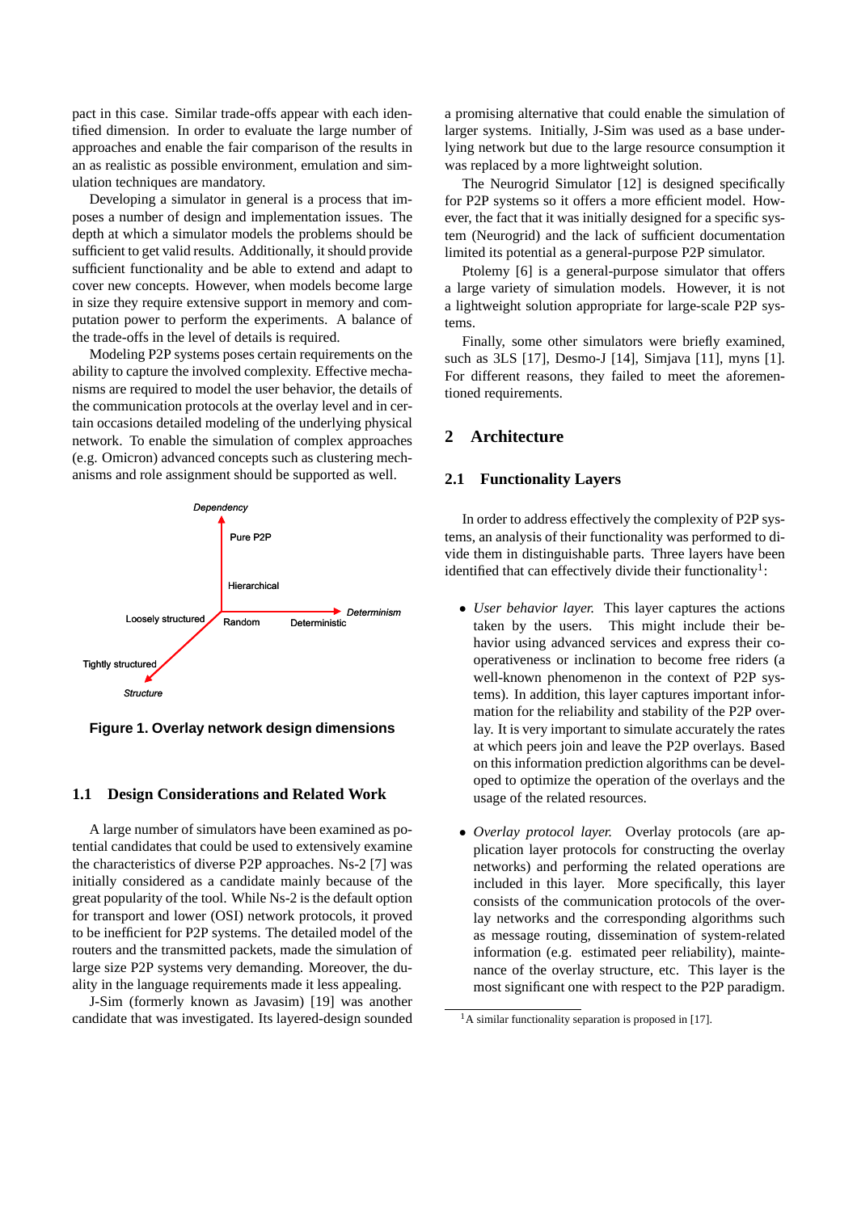pact in this case. Similar trade-offs appear with each identified dimension. In order to evaluate the large number of approaches and enable the fair comparison of the results in an as realistic as possible environment, emulation and simulation techniques are mandatory.

Developing a simulator in general is a process that imposes a number of design and implementation issues. The depth at which a simulator models the problems should be sufficient to get valid results. Additionally, it should provide sufficient functionality and be able to extend and adapt to cover new concepts. However, when models become large in size they require extensive support in memory and computation power to perform the experiments. A balance of the trade-offs in the level of details is required.

Modeling P2P systems poses certain requirements on the ability to capture the involved complexity. Effective mechanisms are required to model the user behavior, the details of the communication protocols at the overlay level and in certain occasions detailed modeling of the underlying physical network. To enable the simulation of complex approaches (e.g. Omicron) advanced concepts such as clustering mechanisms and role assignment should be supported as well.

**Figure 1. Overlay network design dimensions**

## 1.1 Design Considerations and Related Work

A large number of simulators have been examined as potential candidates that could be used to extensively examine the characteristics of diverse P2P approaches. Ns-2 [7] was initially considered as a candidate mainly because of the great popularity of the tool. While Ns-2 is the default option for transport and lower (OSI) network protocols, it proved to be inefficient for P2P systems. The detailed model of the routers and the transmitted packets, made the simulation of large size P2P systems very demanding. Moreover, the duality in the language requirements made it less appealing.

J-Sim (formerly known as Javasim) [19] was another candidate that was investigated. Its layered-design sounded a promising alternative that could enable the simulation of larger systems. Initially, J-Sim was used as a base underlying network but due to the large resource consumption it was replaced by a more lightweight solution.

The Neurogrid Simulator [12] is designed specifically for P2P systems so it offers a more efficient model. However, the fact that it was initially designed for a specific system (Neurogrid) and the lack of sufficient documentation limited its potential as a general-purpose P2P simulator.

Ptolemy [6] is a general-purpose simulator that offers a large variety of simulation models. However, it is not a lightweight solution appropriate for large-scale P2P systems.

Finally, some other simulators were briefly examined, such as 3LS [17], Desmo-J [14], Simjava [11], myns [1]. For different reasons, they failed to meet the aforementioned requirements.

# 2 Architecture

## 2.1 Functionality Layers

In order to address effectively the complexity of P2P systems, an analysis of their functionality was performed to divide them in distinguishable parts. Three layers have been identified that can effectively divide their functionality[1]:

- *User behavior layer.* This layer captures the actions taken by the users. This might include their behavior using advanced services and express their cooperativeness or inclination to become free riders (a well-known phenomenon in the context of P2P systems). In addition, this layer captures important information for the reliability and stability of the P2P overlay. It is very important to simulate accurately the rates at which peers join and leave the P2P overlays. Based on this information prediction algorithms can be developed to optimize the operation of the overlays and the usage of the related resources.

- *Overlay protocol layer.* Overlay protocols (are application layer protocols for constructing the overlay networks) and performing the related operations are included in this layer. More specifically, this layer consists of the communication protocols of the overlay networks and the corresponding algorithms such as message routing, dissemination of system-related information (e.g. estimated peer reliability), maintenance of the overlay structure, etc. This layer is the most significant one with respect to the P2P paradigm.

[1] A similar functionality separation is proposed in [17].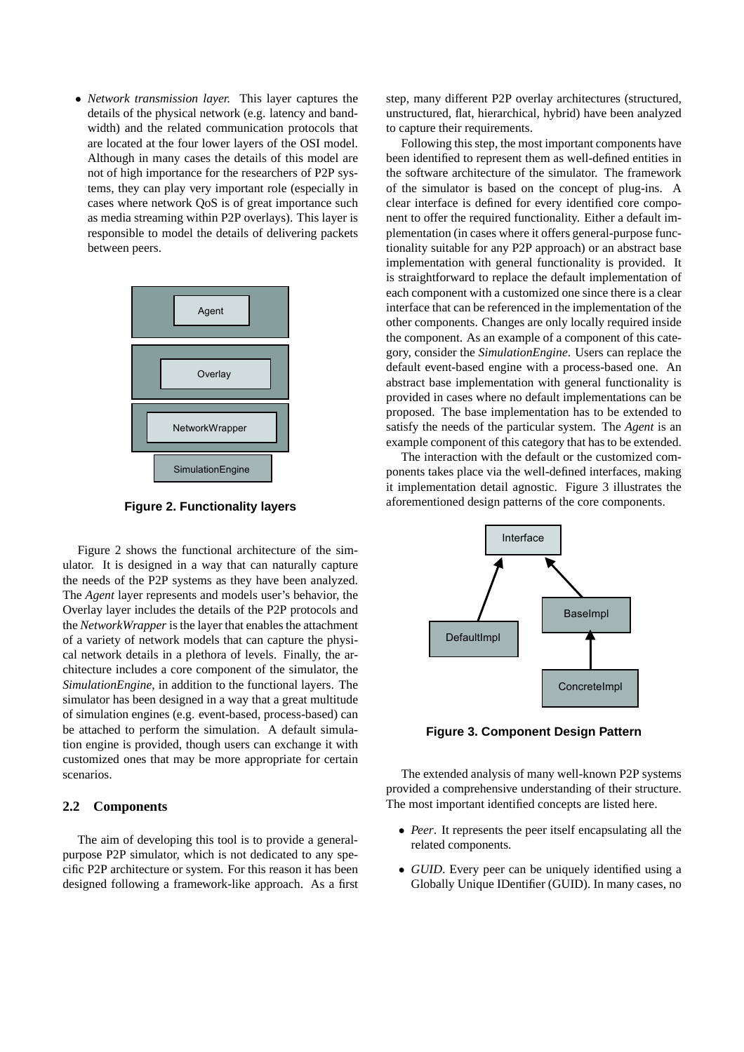- *Network transmission layer.* This layer captures the details of the physical network (e.g. latency and bandwidth) and the related communication protocols that are located at the four lower layers of the OSI model. Although in many cases the details of this model are not of high importance for the researchers of P2P systems, they can play very important role (especially in cases where network QoS is of great importance such as media streaming within P2P overlays). This layer is responsible to model the details of delivering packets between peers.

**Figure 2. Functionality layers**

Figure 2 shows the functional architecture of the simulator. It is designed in a way that can naturally capture the needs of the P2P systems as they have been analyzed. The *Agent* layer represents and models user's behavior, the Overlay layer includes the details of the P2P protocols and the *NetworkWrapper* is the layer that enables the attachment of a variety of network models that can capture the physical network details in a plethora of levels. Finally, the architecture includes a core component of the simulator, the *SimulationEngine*, in addition to the functional layers. The simulator has been designed in a way that a great multitude of simulation engines (e.g. event-based, process-based) can be attached to perform the simulation. A default simulation engine is provided, though users can exchange it with customized ones that may be more appropriate for certain scenarios.

### 2.2 Components

The aim of developing this tool is to provide a general-purpose P2P simulator, which is not dedicated to any specific P2P architecture or system. For this reason it has been designed following a framework-like approach. As a first step, many different P2P overlay architectures (structured, unstructured, flat, hierarchical, hybrid) have been analyzed to capture their requirements.

Following this step, the most important components have been identified to represent them as well-defined entities in the software architecture of the simulator. The framework of the simulator is based on the concept of plug-ins. A clear interface is defined for every identified core component to offer the required functionality. Either a default implementation (in cases where it offers general-purpose functionality suitable for any P2P approach) or an abstract base implementation with general functionality is provided. It is straightforward to replace the default implementation of each component with a customized one since there is a clear interface that can be referenced in the implementation of the other components. Changes are only locally required inside the component. As an example of a component of this category, consider the *SimulationEngine*. Users can replace the default event-based engine with a process-based one. An abstract base implementation with general functionality is provided in cases where no default implementations can be proposed. The base implementation has to be extended to satisfy the needs of the particular system. The *Agent* is an example component of this category that has to be extended.

The interaction with the default or the customized components takes place via the well-defined interfaces, making it implementation detail agnostic. Figure 3 illustrates the aforementioned design patterns of the core components.

**Figure 3. Component Design Pattern**

The extended analysis of many well-known P2P systems provided a comprehensive understanding of their structure. The most important identified concepts are listed here.

- *Peer*. It represents the peer itself encapsulating all the related components.
- *GUID*. Every peer can be uniquely identified using a Globally Unique IDentifier (GUID). In many cases, no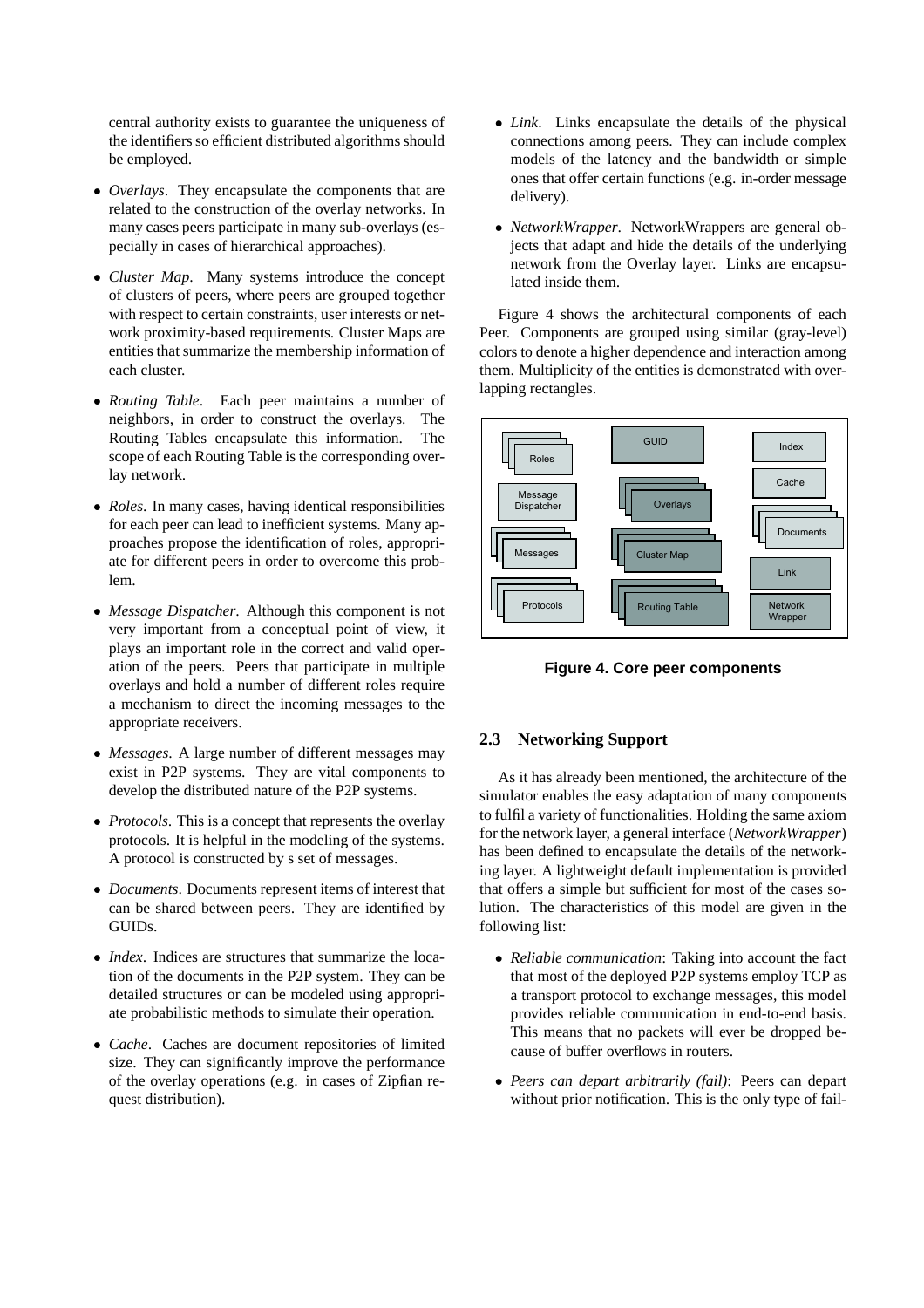central authority exists to guarantee the uniqueness of the identifiers so efficient distributed algorithms should be employed.

- *Overlays*. They encapsulate the components that are related to the construction of the overlay networks. In many cases peers participate in many sub-overlays (especially in cases of hierarchical approaches).
- *Cluster Map*. Many systems introduce the concept of clusters of peers, where peers are grouped together with respect to certain constraints, user interests or network proximity-based requirements. Cluster Maps are entities that summarize the membership information of each cluster.
- *Routing Table*. Each peer maintains a number of neighbors, in order to construct the overlays. The Routing Tables encapsulate this information. The scope of each Routing Table is the corresponding overlay network.
- *Roles*. In many cases, having identical responsibilities for each peer can lead to inefficient systems. Many approaches propose the identification of roles, appropriate for different peers in order to overcome this problem.
- *Message Dispatcher*. Although this component is not very important from a conceptual point of view, it plays an important role in the correct and valid operation of the peers. Peers that participate in multiple overlays and hold a number of different roles require a mechanism to direct the incoming messages to the appropriate receivers.
- *Messages*. A large number of different messages may exist in P2P systems. They are vital components to develop the distributed nature of the P2P systems.
- *Protocols*. This is a concept that represents the overlay protocols. It is helpful in the modeling of the systems. A protocol is constructed by s set of messages.
- *Documents*. Documents represent items of interest that can be shared between peers. They are identified by GUIDs.
- *Index*. Indices are structures that summarize the location of the documents in the P2P system. They can be detailed structures or can be modeled using appropriate probabilistic methods to simulate their operation.
- *Cache*. Caches are document repositories of limited size. They can significantly improve the performance of the overlay operations (e.g. in cases of Zipfian request distribution).
- *Link*. Links encapsulate the details of the physical connections among peers. They can include complex models of the latency and the bandwidth or simple ones that offer certain functions (e.g. in-order message delivery).
- *NetworkWrapper*. NetworkWrappers are general objects that adapt and hide the details of the underlying network from the Overlay layer. Links are encapsulated inside them.

Figure 4 shows the architectural components of each Peer. Components are grouped using similar (gray-level) colors to denote a higher dependence and interaction among them. Multiplicity of the entities is demonstrated with overlapping rectangles.

Roles | GUID | Index | Message Dispatcher | Overlays | Cache | Documents | Messages | Cluster Map | Link | Protocols | Routing Table | Network Wrapper

**Figure 4. Core peer components**

## 2.3 Networking Support

As it has already been mentioned, the architecture of the simulator enables the easy adaptation of many components to fulfil a variety of functionalities. Holding the same axiom for the network layer, a general interface (*NetworkWrapper*) has been defined to encapsulate the details of the networking layer. A lightweight default implementation is provided that offers a simple but sufficient for most of the cases solution. The characteristics of this model are given in the following list:

- *Reliable communication*: Taking into account the fact that most of the deployed P2P systems employ TCP as a transport protocol to exchange messages, this model provides reliable communication in end-to-end basis. This means that no packets will ever be dropped because of buffer overflows in routers.
- *Peers can depart arbitrarily (fail)*: Peers can depart without prior notification. This is the only type of fail-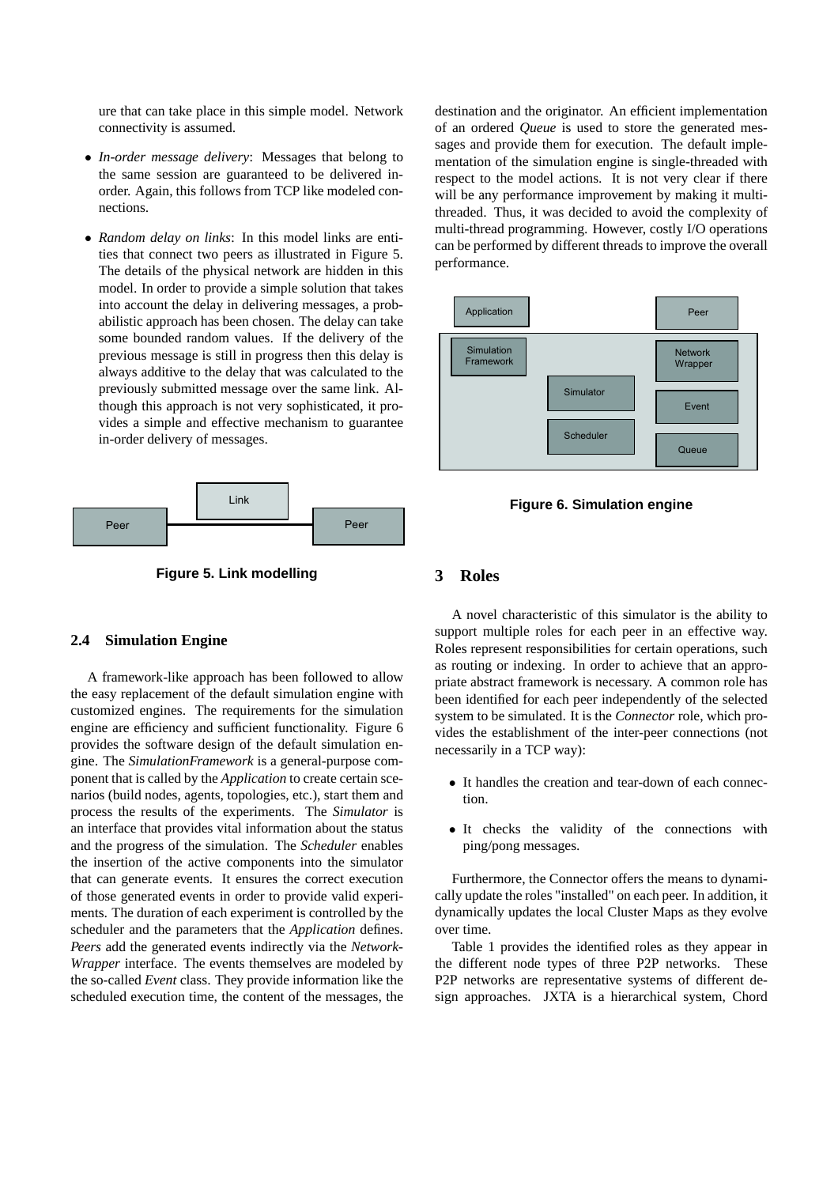ure that can take place in this simple model. Network connectivity is assumed.

- *In-order message delivery*: Messages that belong to the same session are guaranteed to be delivered in-order. Again, this follows from TCP like modeled connections.

- *Random delay on links*: In this model links are entities that connect two peers as illustrated in Figure 5. The details of the physical network are hidden in this model. In order to provide a simple solution that takes into account the delay in delivering messages, a probabilistic approach has been chosen. The delay can take some bounded random values. If the delivery of the previous message is still in progress then this delay is always additive to the delay that was calculated to the previously submitted message over the same link. Although this approach is not very sophisticated, it provides a simple and effective mechanism to guarantee in-order delivery of messages.

**Figure 5. Link modelling**

### 2.4 Simulation Engine

A framework-like approach has been followed to allow the easy replacement of the default simulation engine with customized engines. The requirements for the simulation engine are efficiency and sufficient functionality. Figure 6 provides the software design of the default simulation engine. The *SimulationFramework* is a general-purpose component that is called by the *Application* to create certain scenarios (build nodes, agents, topologies, etc.), start them and process the results of the experiments. The *Simulator* is an interface that provides vital information about the status and the progress of the simulation. The *Scheduler* enables the insertion of the active components into the simulator that can generate events. It ensures the correct execution of those generated events in order to provide valid experiments. The duration of each experiment is controlled by the scheduler and the parameters that the *Application* defines. *Peers* add the generated events indirectly via the *NetworkWrapper* interface. The events themselves are modeled by the so-called *Event* class. They provide information like the scheduled execution time, the content of the messages, the destination and the originator. An efficient implementation of an ordered *Queue* is used to store the generated messages and provide them for execution. The default implementation of the simulation engine is single-threaded with respect to the model actions. It is not very clear if there will be any performance improvement by making it multi-threaded. Thus, it was decided to avoid the complexity of multi-thread programming. However, costly I/O operations can be performed by different threads to improve the overall performance.

**Figure 6. Simulation engine**

## 3 Roles

A novel characteristic of this simulator is the ability to support multiple roles for each peer in an effective way. Roles represent responsibilities for certain operations, such as routing or indexing. In order to achieve that an appropriate abstract framework is necessary. A common role has been identified for each peer independently of the selected system to be simulated. It is the *Connector* role, which provides the establishment of the inter-peer connections (not necessarily in a TCP way):

- It handles the creation and tear-down of each connection.

- It checks the validity of the connections with ping/pong messages.

Furthermore, the Connector offers the means to dynamically update the roles "installed" on each peer. In addition, it dynamically updates the local Cluster Maps as they evolve over time.

Table 1 provides the identified roles as they appear in the different node types of three P2P networks. These P2P networks are representative systems of different design approaches. JXTA is a hierarchical system, Chord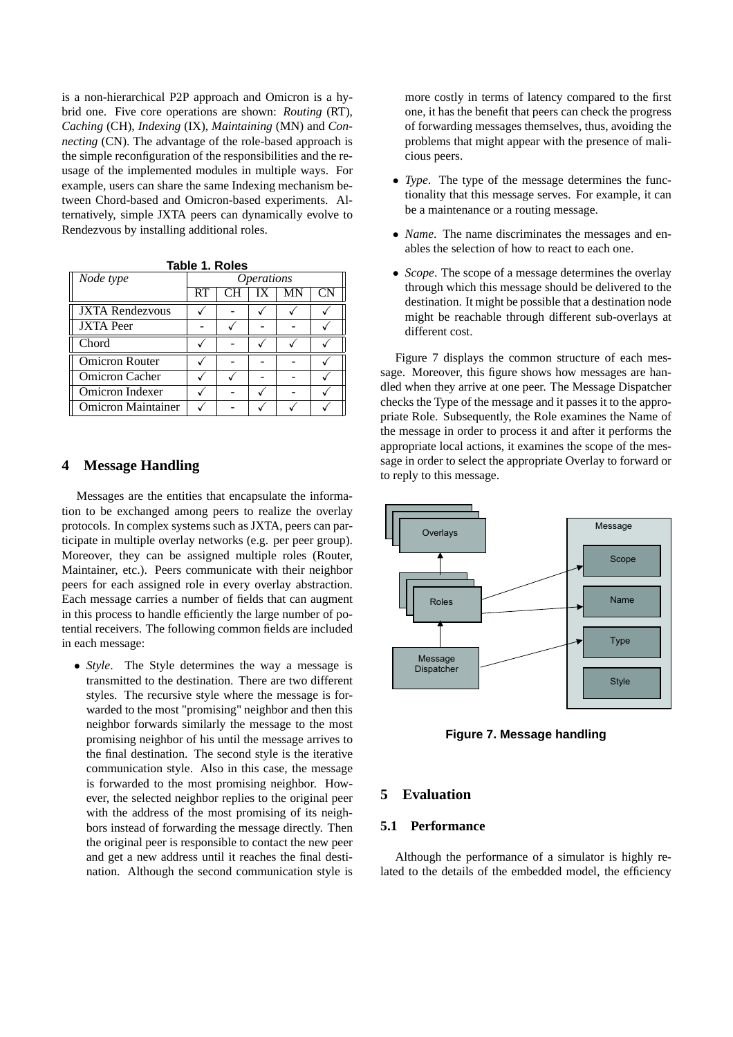is a non-hierarchical P2P approach and Omicron is a hybrid one. Five core operations are shown: *Routing* (RT), *Caching* (CH), *Indexing* (IX), *Maintaining* (MN) and *Connecting* (CN). The advantage of the role-based approach is the simple reconfiguration of the responsibilities and the re-usage of the implemented modules in multiple ways. For example, users can share the same Indexing mechanism between Chord-based and Omicron-based experiments. Alternatively, simple JXTA peers can dynamically evolve to Rendezvous by installing additional roles.

**Table 1. Roles**

| *Node type* | *Operations* | | | | |
|---|---|---|---|---|---|
| | RT | CH | IX | MN | CN |
| JXTA Rendezvous | ✓ | - | ✓ | ✓ | ✓ |
| JXTA Peer | - | ✓ | - | - | ✓ |
| Chord | ✓ | - | ✓ | ✓ | ✓ |
| Omicron Router | ✓ | - | - | - | ✓ |
| Omicron Cacher | ✓ | ✓ | - | - | ✓ |
| Omicron Indexer | ✓ | - | ✓ | - | ✓ |
| Omicron Maintainer | ✓ | - | ✓ | ✓ | ✓ |

## 4 Message Handling

Messages are the entities that encapsulate the information to be exchanged among peers to realize the overlay protocols. In complex systems such as JXTA, peers can participate in multiple overlay networks (e.g. per peer group). Moreover, they can be assigned multiple roles (Router, Maintainer, etc.). Peers communicate with their neighbor peers for each assigned role in every overlay abstraction. Each message carries a number of fields that can augment in this process to handle efficiently the large number of potential receivers. The following common fields are included in each message:

- *Style*. The Style determines the way a message is transmitted to the destination. There are two different styles. The recursive style where the message is forwarded to the most "promising" neighbor and then this neighbor forwards similarly the message to the most promising neighbor of his until the message arrives to the final destination. The second style is the iterative communication style. Also in this case, the message is forwarded to the most promising neighbor. However, the selected neighbor replies to the original peer with the address of the most promising of its neighbors instead of forwarding the message directly. Then the original peer is responsible to contact the new peer and get a new address until it reaches the final destination. Although the second communication style is more costly in terms of latency compared to the first one, it has the benefit that peers can check the progress of forwarding messages themselves, thus, avoiding the problems that might appear with the presence of malicious peers.
- *Type*. The type of the message determines the functionality that this message serves. For example, it can be a maintenance or a routing message.
- *Name*. The name discriminates the messages and enables the selection of how to react to each one.
- *Scope*. The scope of a message determines the overlay through which this message should be delivered to the destination. It might be possible that a destination node might be reachable through different sub-overlays at different cost.

Figure 7 displays the common structure of each message. Moreover, this figure shows how messages are handled when they arrive at one peer. The Message Dispatcher checks the Type of the message and it passes it to the appropriate Role. Subsequently, the Role examines the Name of the message in order to process it and after it performs the appropriate local actions, it examines the scope of the message in order to select the appropriate Overlay to forward or to reply to this message.

**Figure 7. Message handling**

## 5 Evaluation

### 5.1 Performance

Although the performance of a simulator is highly related to the details of the embedded model, the efficiency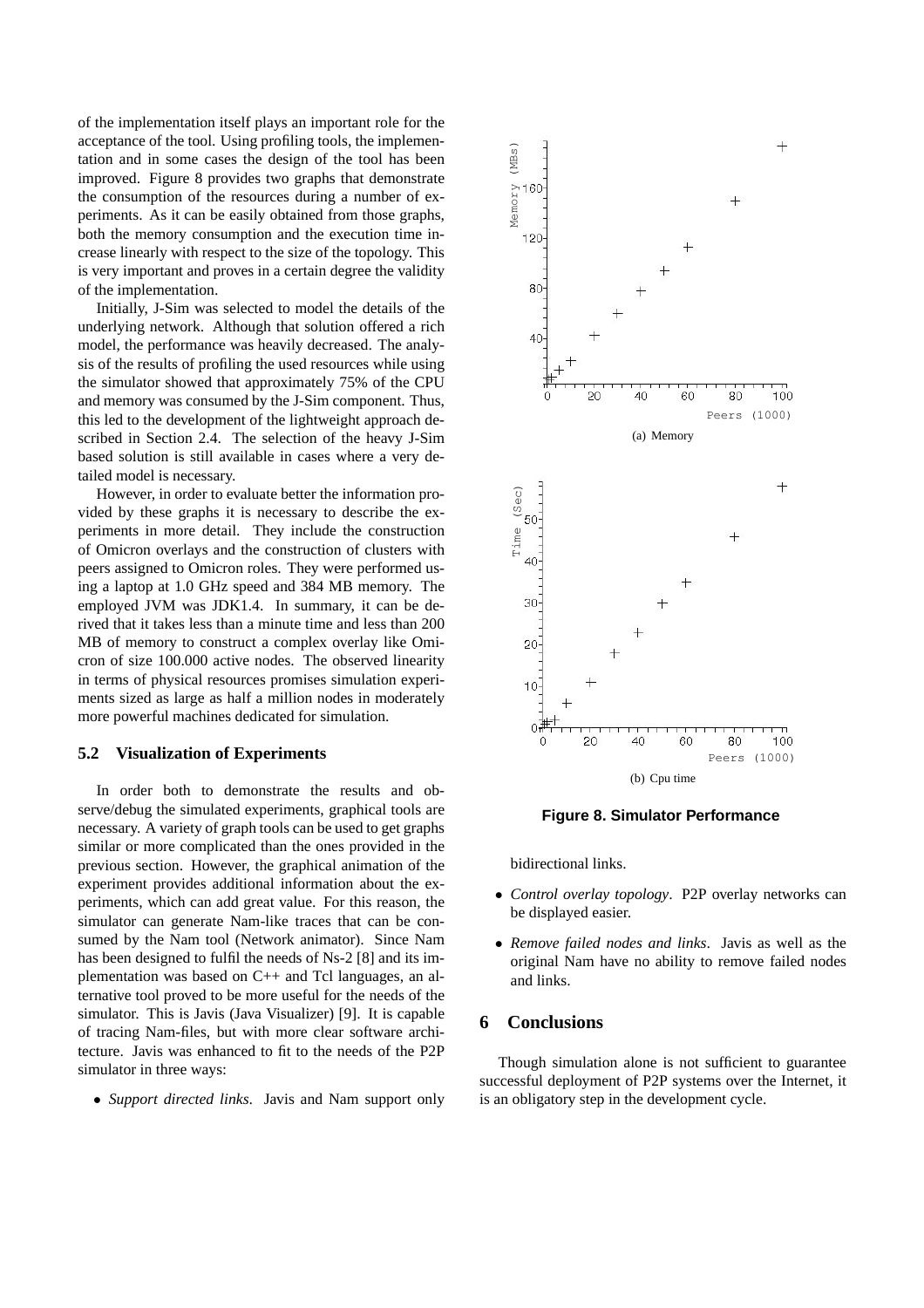of the implementation itself plays an important role for the acceptance of the tool. Using profiling tools, the implementation and in some cases the design of the tool has been improved. Figure 8 provides two graphs that demonstrate the consumption of the resources during a number of experiments. As it can be easily obtained from those graphs, both the memory consumption and the execution time increase linearly with respect to the size of the topology. This is very important and proves in a certain degree the validity of the implementation.

Initially, J-Sim was selected to model the details of the underlying network. Although that solution offered a rich model, the performance was heavily decreased. The analysis of the results of profiling the used resources while using the simulator showed that approximately 75% of the CPU and memory was consumed by the J-Sim component. Thus, this led to the development of the lightweight approach described in Section 2.4. The selection of the heavy J-Sim based solution is still available in cases where a very detailed model is necessary.

However, in order to evaluate better the information provided by these graphs it is necessary to describe the experiments in more detail. They include the construction of Omicron overlays and the construction of clusters with peers assigned to Omicron roles. They were performed using a laptop at 1.0 GHz speed and 384 MB memory. The employed JVM was JDK1.4. In summary, it can be derived that it takes less than a minute time and less than 200 MB of memory to construct a complex overlay like Omicron of size 100.000 active nodes. The observed linearity in terms of physical resources promises simulation experiments sized as large as half a million nodes in moderately more powerful machines dedicated for simulation.

### 5.2 Visualization of Experiments

In order both to demonstrate the results and observe/debug the simulated experiments, graphical tools are necessary. A variety of graph tools can be used to get graphs similar or more complicated than the ones provided in the previous section. However, the graphical animation of the experiment provides additional information about the experiments, which can add great value. For this reason, the simulator can generate Nam-like traces that can be consumed by the Nam tool (Network animator). Since Nam has been designed to fulfil the needs of Ns-2 [8] and its implementation was based on C++ and Tcl languages, an alternative tool proved to be more useful for the needs of the simulator. This is Javis (Java Visualizer) [9]. It is capable of tracing Nam-files, but with more clear software architecture. Javis was enhanced to fit to the needs of the P2P simulator in three ways:

- *Support directed links*. Javis and Nam support only bidirectional links.
- *Control overlay topology*. P2P overlay networks can be displayed easier.
- *Remove failed nodes and links*. Javis as well as the original Nam have no ability to remove failed nodes and links.

(a) Memory

(b) Cpu time

**Figure 8. Simulator Performance**

## 6 Conclusions

Though simulation alone is not sufficient to guarantee successful deployment of P2P systems over the Internet, it is an obligatory step in the development cycle.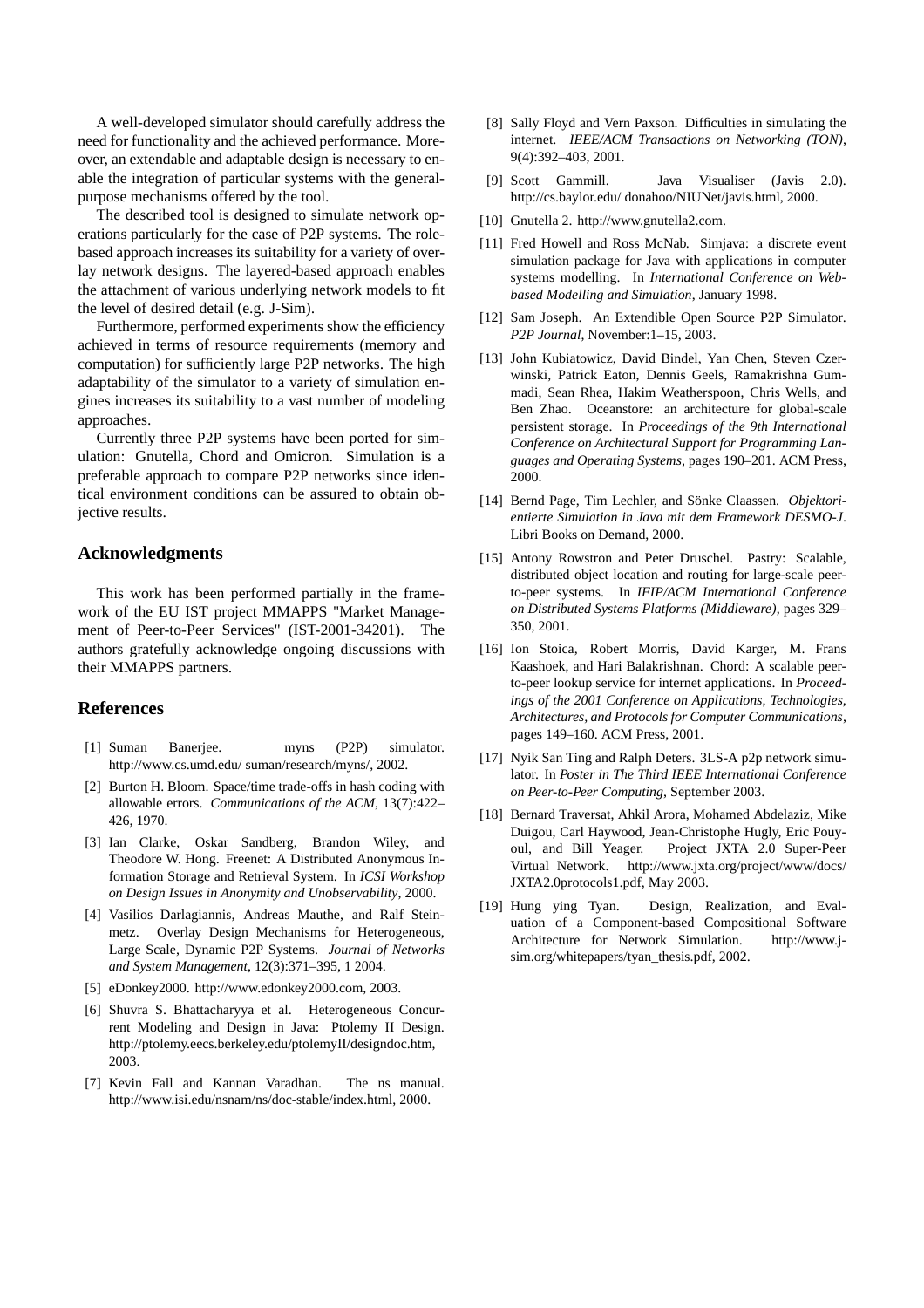A well-developed simulator should carefully address the need for functionality and the achieved performance. Moreover, an extendable and adaptable design is necessary to enable the integration of particular systems with the general-purpose mechanisms offered by the tool.

The described tool is designed to simulate network operations particularly for the case of P2P systems. The role-based approach increases its suitability for a variety of overlay network designs. The layered-based approach enables the attachment of various underlying network models to fit the level of desired detail (e.g. J-Sim).

Furthermore, performed experiments show the efficiency achieved in terms of resource requirements (memory and computation) for sufficiently large P2P networks. The high adaptability of the simulator to a variety of simulation engines increases its suitability to a vast number of modeling approaches.

Currently three P2P systems have been ported for simulation: Gnutella, Chord and Omicron. Simulation is a preferable approach to compare P2P networks since identical environment conditions can be assured to obtain objective results.

## Acknowledgments

This work has been performed partially in the framework of the EU IST project MMAPPS "Market Management of Peer-to-Peer Services" (IST-2001-34201). The authors gratefully acknowledge ongoing discussions with their MMAPPS partners.

## References

[1] Suman Banerjee. myns (P2P) simulator. http://www.cs.umd.edu/ suman/research/myns/, 2002.

[2] Burton H. Bloom. Space/time trade-offs in hash coding with allowable errors. *Communications of the ACM*, 13(7):422–426, 1970.

[3] Ian Clarke, Oskar Sandberg, Brandon Wiley, and Theodore W. Hong. Freenet: A Distributed Anonymous Information Storage and Retrieval System. In *ICSI Workshop on Design Issues in Anonymity and Unobservability*, 2000.

[4] Vasilios Darlagiannis, Andreas Mauthe, and Ralf Steinmetz. Overlay Design Mechanisms for Heterogeneous, Large Scale, Dynamic P2P Systems. *Journal of Networks and System Management*, 12(3):371–395, 1 2004.

[5] eDonkey2000. http://www.edonkey2000.com, 2003.

[6] Shuvra S. Bhattacharyya et al. Heterogeneous Concurrent Modeling and Design in Java: Ptolemy II Design. http://ptolemy.eecs.berkeley.edu/ptolemyII/designdoc.htm, 2003.

[7] Kevin Fall and Kannan Varadhan. The ns manual. http://www.isi.edu/nsnam/ns/doc-stable/index.html, 2000.

[8] Sally Floyd and Vern Paxson. Difficulties in simulating the internet. *IEEE/ACM Transactions on Networking (TON)*, 9(4):392–403, 2001.

[9] Scott Gammill. Java Visualiser (Javis 2.0). http://cs.baylor.edu/ donahoo/NIUNet/javis.html, 2000.

[10] Gnutella 2. http://www.gnutella2.com.

[11] Fred Howell and Ross McNab. Simjava: a discrete event simulation package for Java with applications in computer systems modelling. In *International Conference on Web-based Modelling and Simulation*, January 1998.

[12] Sam Joseph. An Extendible Open Source P2P Simulator. *P2P Journal*, November:1–15, 2003.

[13] John Kubiatowicz, David Bindel, Yan Chen, Steven Czerwinski, Patrick Eaton, Dennis Geels, Ramakrishna Gummadi, Sean Rhea, Hakim Weatherspoon, Chris Wells, and Ben Zhao. Oceanstore: an architecture for global-scale persistent storage. In *Proceedings of the 9th International Conference on Architectural Support for Programming Languages and Operating Systems*, pages 190–201. ACM Press, 2000.

[14] Bernd Page, Tim Lechler, and Sönke Claassen. *Objektorientierte Simulation in Java mit dem Framework DESMO-J*. Libri Books on Demand, 2000.

[15] Antony Rowstron and Peter Druschel. Pastry: Scalable, distributed object location and routing for large-scale peer-to-peer systems. In *IFIP/ACM International Conference on Distributed Systems Platforms (Middleware)*, pages 329–350, 2001.

[16] Ion Stoica, Robert Morris, David Karger, M. Frans Kaashoek, and Hari Balakrishnan. Chord: A scalable peer-to-peer lookup service for internet applications. In *Proceedings of the 2001 Conference on Applications, Technologies, Architectures, and Protocols for Computer Communications*, pages 149–160. ACM Press, 2001.

[17] Nyik San Ting and Ralph Deters. 3LS-A p2p network simulator. In *Poster in The Third IEEE International Conference on Peer-to-Peer Computing*, September 2003.

[18] Bernard Traversat, Ahkil Arora, Mohamed Abdelaziz, Mike Duigou, Carl Haywood, Jean-Christophe Hugly, Eric Pouyoul, and Bill Yeager. Project JXTA 2.0 Super-Peer Virtual Network. http://www.jxta.org/project/www/docs/JXTA2.0protocols1.pdf, May 2003.

[19] Hung ying Tyan. Design, Realization, and Evaluation of a Component-based Compositional Software Architecture for Network Simulation. http://www.j-sim.org/whitepapers/tyan_thesis.pdf, 2002.